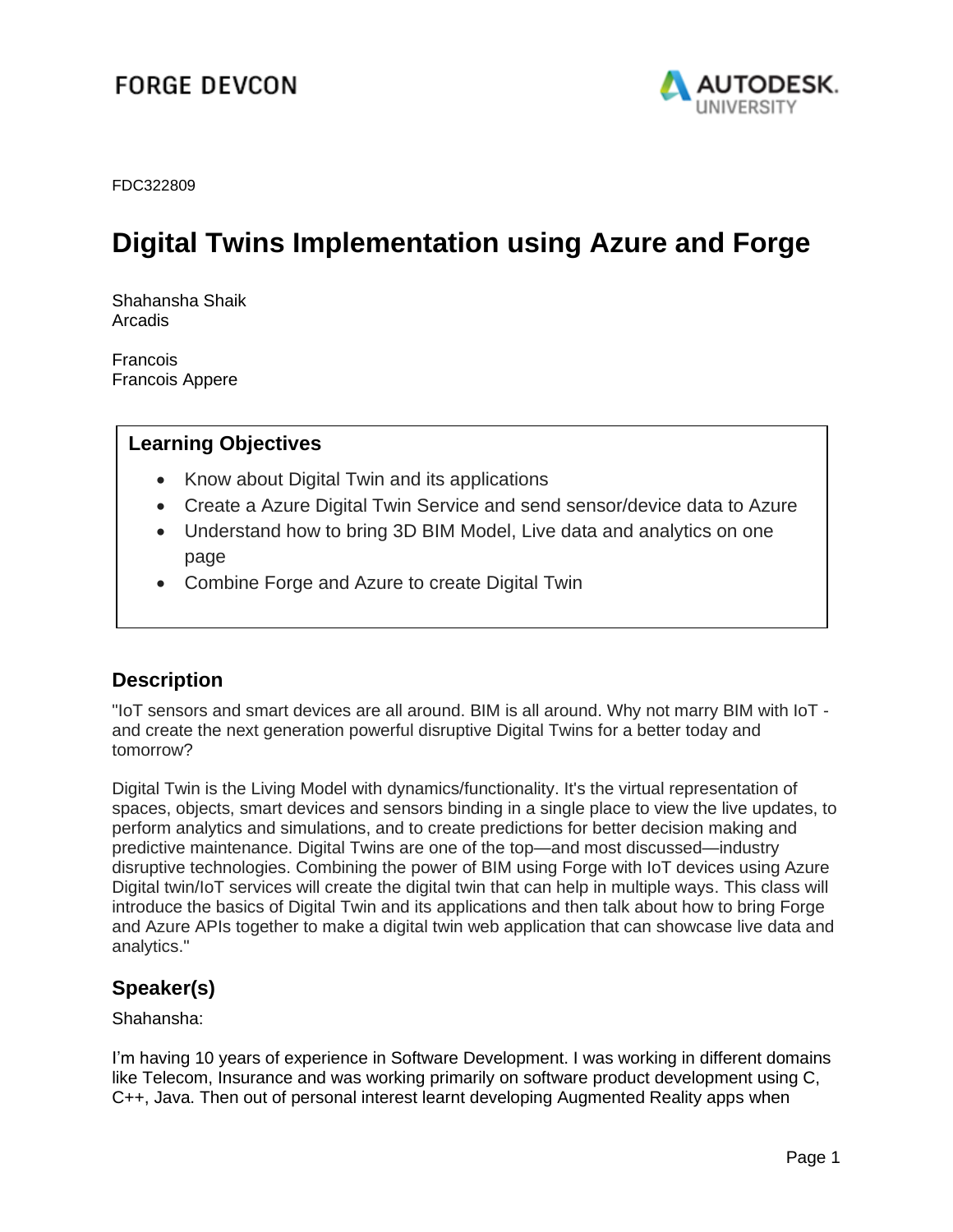FORGE DEVCON

FDC322809

# Digital Twins Implementation using Azure and Forge

Shahansha Shaik
Arcadis

Francois
Francois Appere

## Learning Objectives

- Know about Digital Twin and its applications
- Create a Azure Digital Twin Service and send sensor/device data to Azure
- Understand how to bring 3D BIM Model, Live data and analytics on one page
- Combine Forge and Azure to create Digital Twin

## Description

"IoT sensors and smart devices are all around. BIM is all around. Why not marry BIM with IoT - and create the next generation powerful disruptive Digital Twins for a better today and tomorrow?

Digital Twin is the Living Model with dynamics/functionality. It's the virtual representation of spaces, objects, smart devices and sensors binding in a single place to view the live updates, to perform analytics and simulations, and to create predictions for better decision making and predictive maintenance. Digital Twins are one of the top—and most discussed—industry disruptive technologies. Combining the power of BIM using Forge with IoT devices using Azure Digital twin/IoT services will create the digital twin that can help in multiple ways. This class will introduce the basics of Digital Twin and its applications and then talk about how to bring Forge and Azure APIs together to make a digital twin web application that can showcase live data and analytics."

## Speaker(s)

Shahansha:

I'm having 10 years of experience in Software Development. I was working in different domains like Telecom, Insurance and was working primarily on software product development using C, C++, Java. Then out of personal interest learnt developing Augmented Reality apps when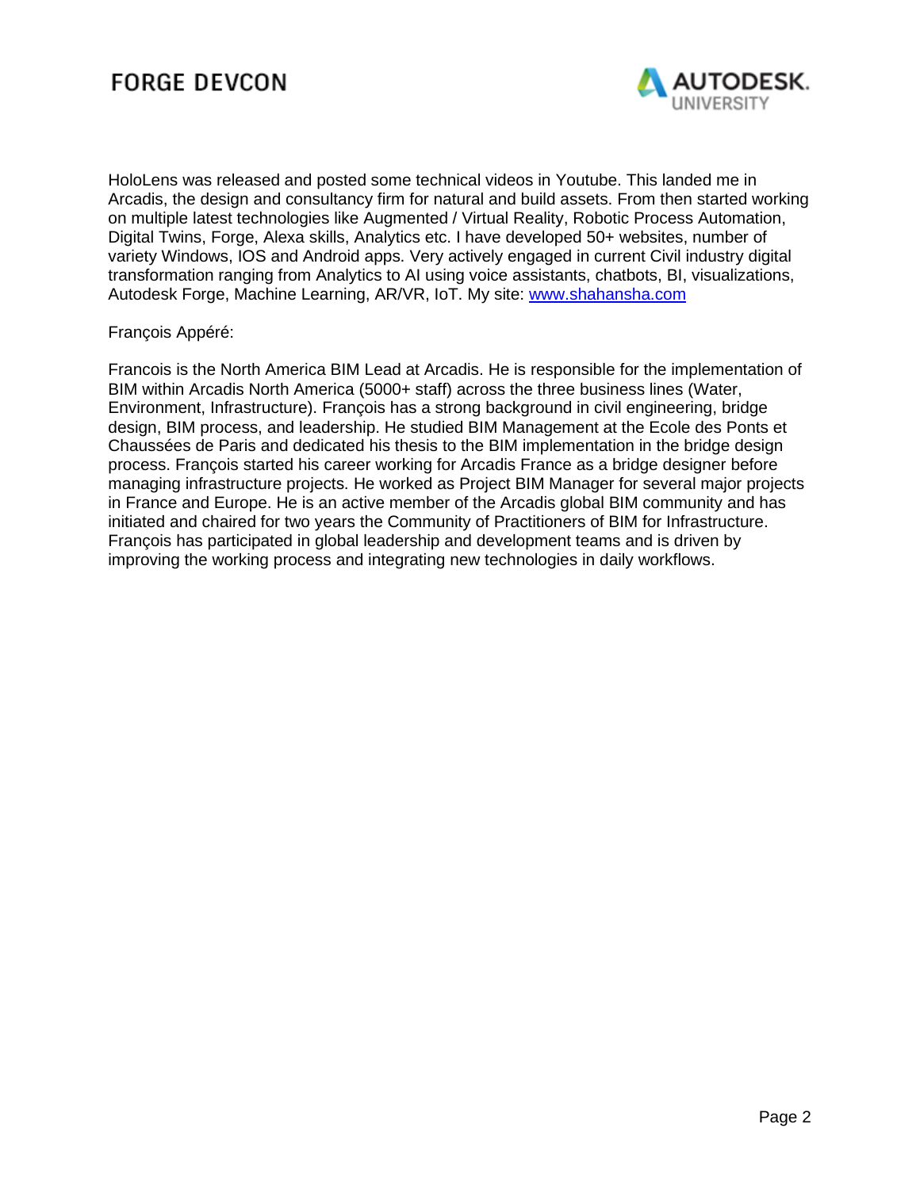HoloLens was released and posted some technical videos in Youtube. This landed me in Arcadis, the design and consultancy firm for natural and build assets. From then started working on multiple latest technologies like Augmented / Virtual Reality, Robotic Process Automation, Digital Twins, Forge, Alexa skills, Analytics etc. I have developed 50+ websites, number of variety Windows, IOS and Android apps. Very actively engaged in current Civil industry digital transformation ranging from Analytics to AI using voice assistants, chatbots, BI, visualizations, Autodesk Forge, Machine Learning, AR/VR, IoT. My site: [www.shahansha.com](www.shahansha.com)

François Appéré:

Francois is the North America BIM Lead at Arcadis. He is responsible for the implementation of BIM within Arcadis North America (5000+ staff) across the three business lines (Water, Environment, Infrastructure). François has a strong background in civil engineering, bridge design, BIM process, and leadership. He studied BIM Management at the Ecole des Ponts et Chaussées de Paris and dedicated his thesis to the BIM implementation in the bridge design process. François started his career working for Arcadis France as a bridge designer before managing infrastructure projects. He worked as Project BIM Manager for several major projects in France and Europe. He is an active member of the Arcadis global BIM community and has initiated and chaired for two years the Community of Practitioners of BIM for Infrastructure. François has participated in global leadership and development teams and is driven by improving the working process and integrating new technologies in daily workflows.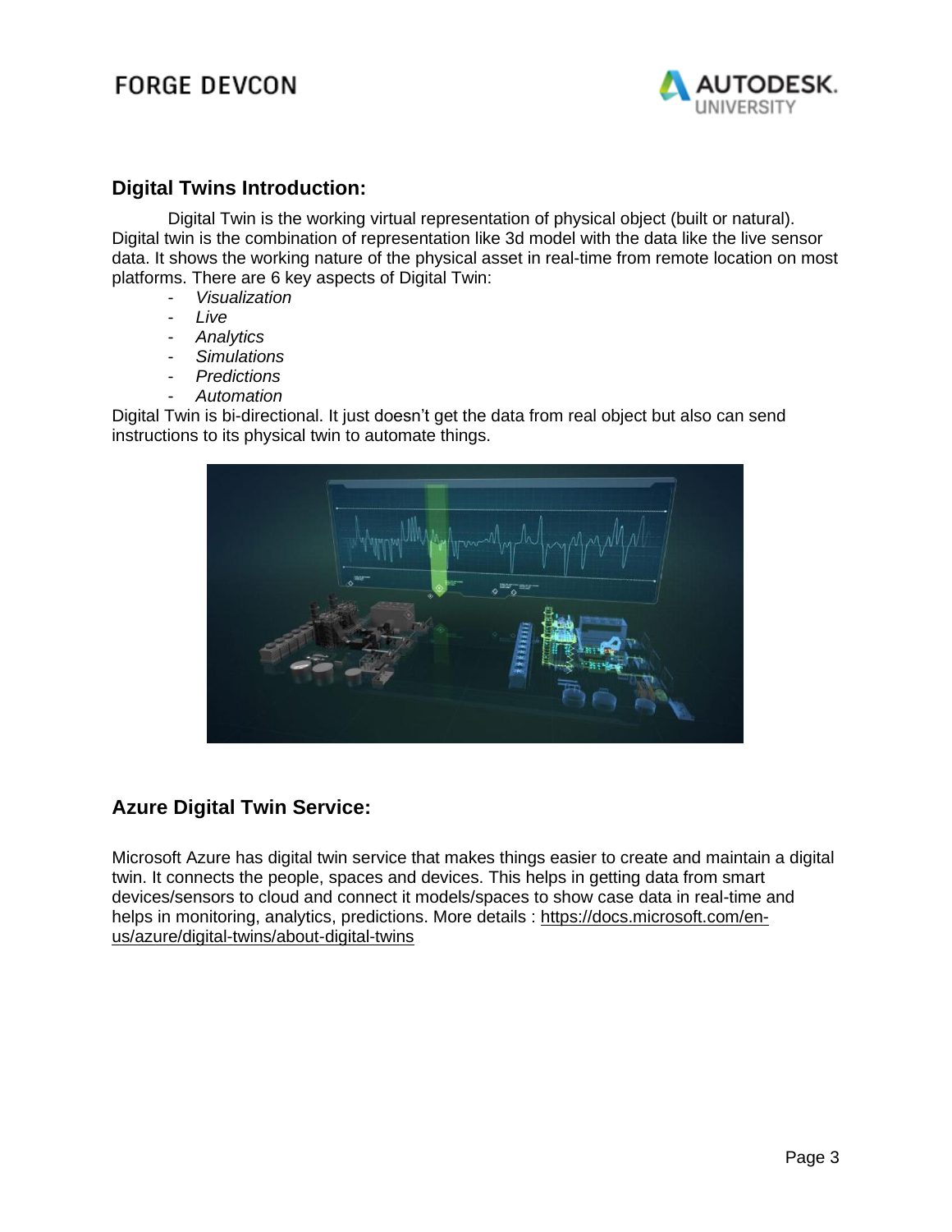## Digital Twins Introduction:

Digital Twin is the working virtual representation of physical object (built or natural). Digital twin is the combination of representation like 3d model with the data like the live sensor data. It shows the working nature of the physical asset in real-time from remote location on most platforms. There are 6 key aspects of Digital Twin:

- *Visualization*
- *Live*
- *Analytics*
- *Simulations*
- *Predictions*
- *Automation*

Digital Twin is bi-directional. It just doesn't get the data from real object but also can send instructions to its physical twin to automate things.

## Azure Digital Twin Service:

Microsoft Azure has digital twin service that makes things easier to create and maintain a digital twin. It connects the people, spaces and devices. This helps in getting data from smart devices/sensors to cloud and connect it models/spaces to show case data in real-time and helps in monitoring, analytics, predictions. More details : https://docs.microsoft.com/en-us/azure/digital-twins/about-digital-twins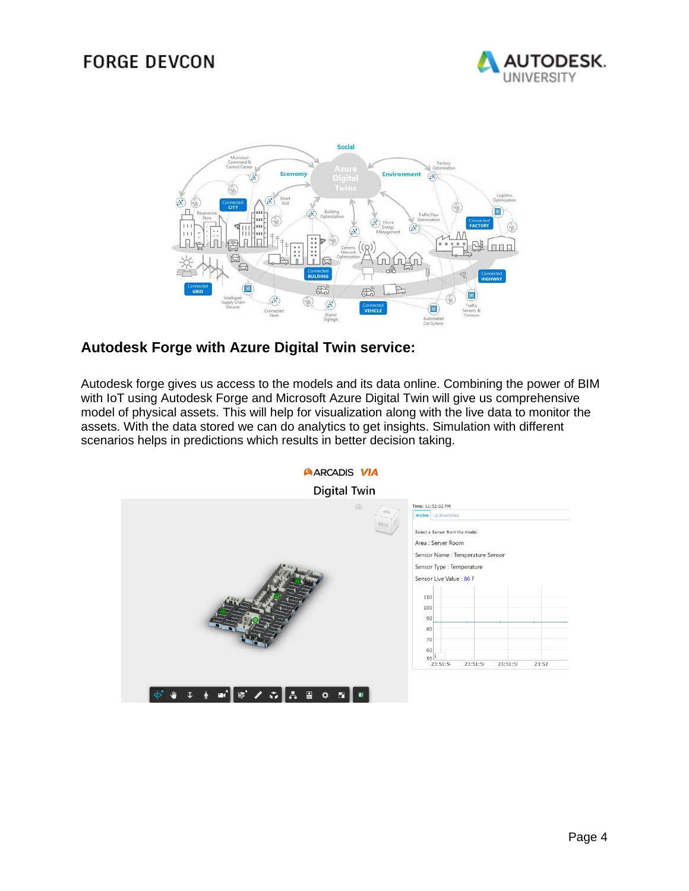## Autodesk Forge with Azure Digital Twin service:

Autodesk forge gives us access to the models and its data online. Combining the power of BIM with IoT using Autodesk Forge and Microsoft Azure Digital Twin will give us comprehensive model of physical assets. This will help for visualization along with the live data to monitor the assets. With the data stored we can do analytics to get insights. Simulation with different scenarios helps in predictions which results in better decision taking.